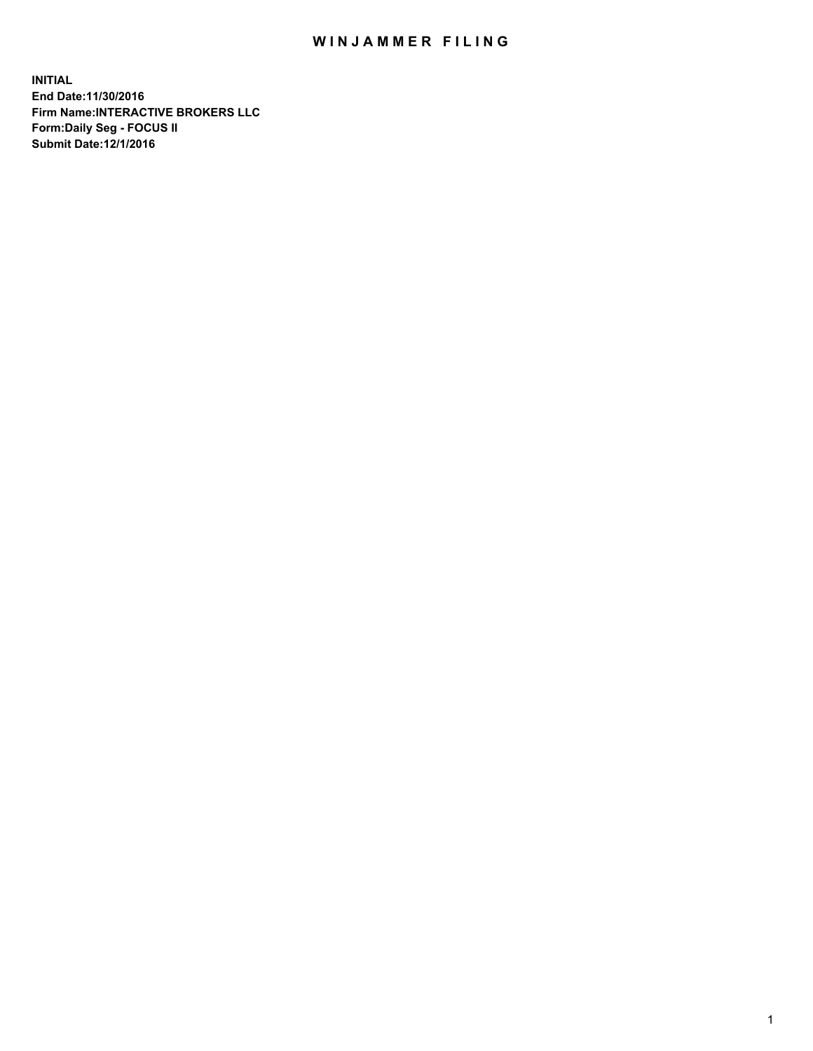# WINJAMMER FILING

**INITIAL**
**End Date:11/30/2016**
**Firm Name:INTERACTIVE BROKERS LLC**
**Form:Daily Seg - FOCUS II**
**Submit Date:12/1/2016**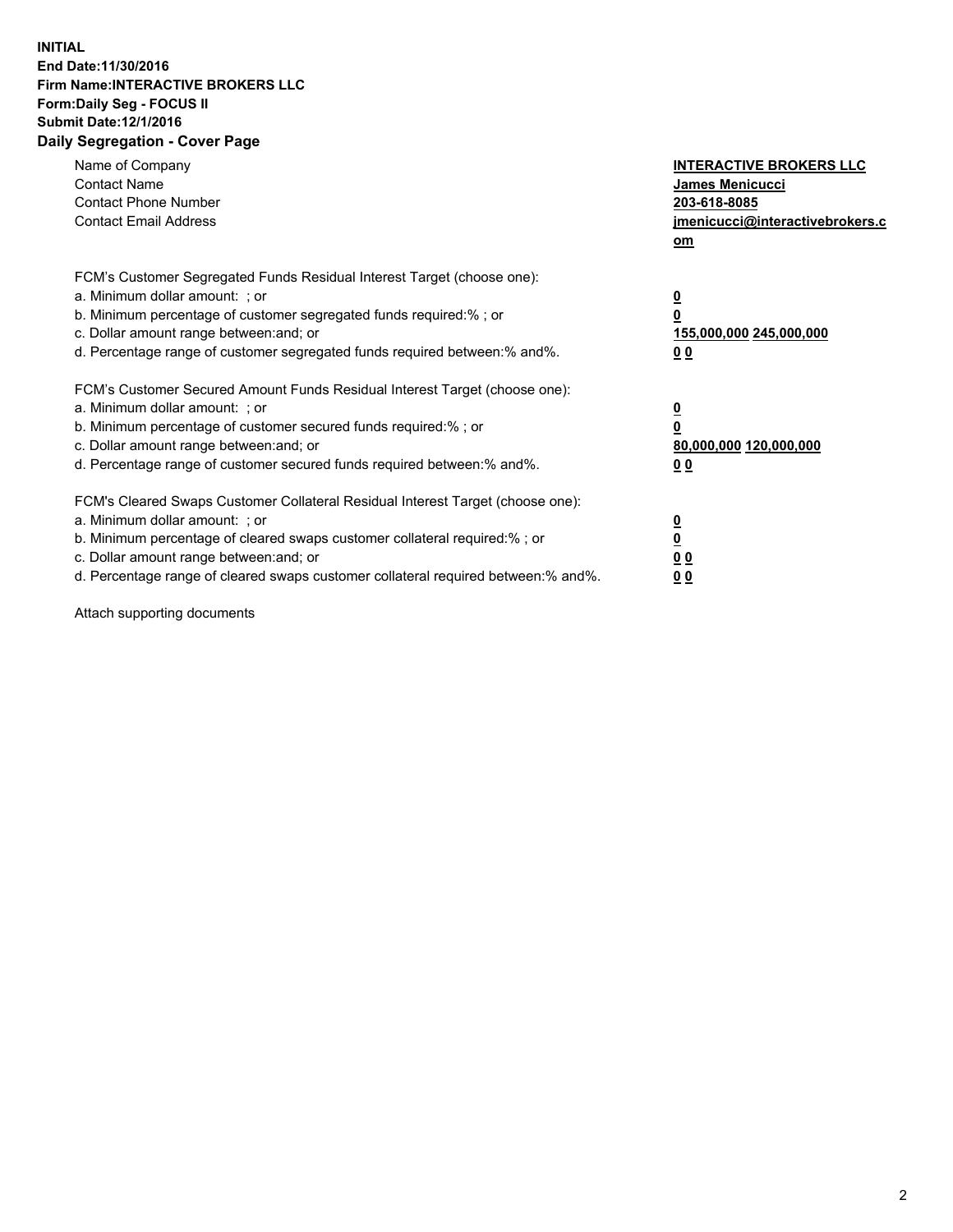**INITIAL**
**End Date:11/30/2016**
**Firm Name:INTERACTIVE BROKERS LLC**
**Form:Daily Seg - FOCUS II**
**Submit Date:12/1/2016**
**Daily Segregation - Cover Page**

| | |
|---|---|
| Name of Company | **INTERACTIVE BROKERS LLC** |
| Contact Name | **James Menicucci** |
| Contact Phone Number | **203-618-8085** |
| Contact Email Address | **jmenicucci@interactivebrokers.com** |

FCM's Customer Segregated Funds Residual Interest Target (choose one):

| | |
|---|---|
| a. Minimum dollar amount: ; or | **0** |
| b. Minimum percentage of customer segregated funds required:% ; or | **0** |
| c. Dollar amount range between:and; or | **155,000,000 245,000,000** |
| d. Percentage range of customer segregated funds required between:% and%. | **0 0** |

FCM's Customer Secured Amount Funds Residual Interest Target (choose one):

| | |
|---|---|
| a. Minimum dollar amount: ; or | **0** |
| b. Minimum percentage of customer secured funds required:% ; or | **0** |
| c. Dollar amount range between:and; or | **80,000,000 120,000,000** |
| d. Percentage range of customer secured funds required between:% and%. | **0 0** |

FCM's Cleared Swaps Customer Collateral Residual Interest Target (choose one):

| | |
|---|---|
| a. Minimum dollar amount: ; or | **0** |
| b. Minimum percentage of cleared swaps customer collateral required:% ; or | **0** |
| c. Dollar amount range between:and; or | **0 0** |
| d. Percentage range of cleared swaps customer collateral required between:% and%. | **0 0** |

Attach supporting documents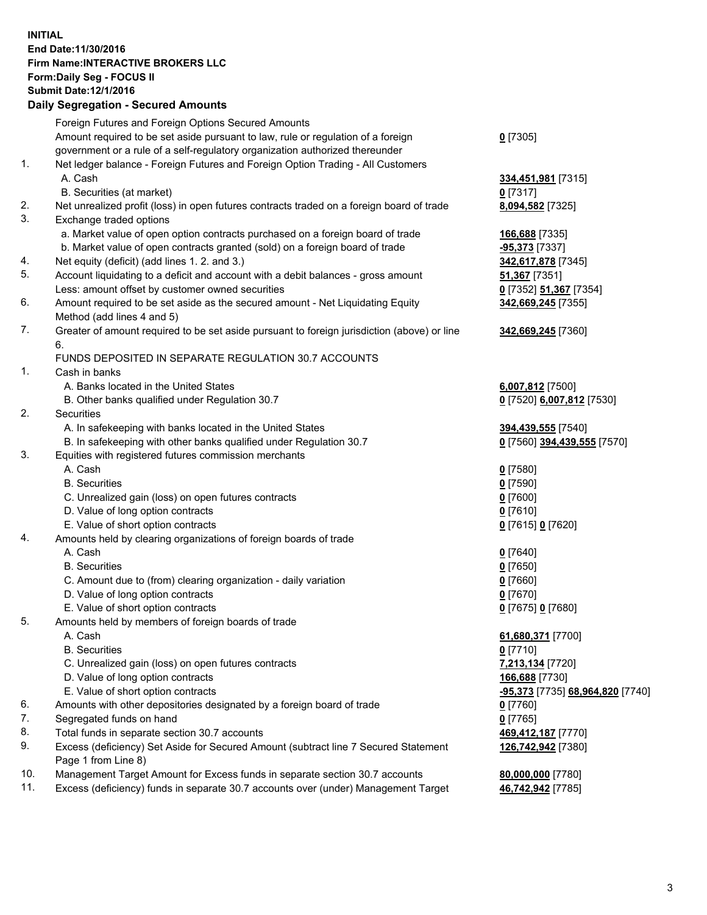**INITIAL**
**End Date:11/30/2016**
**Firm Name:INTERACTIVE BROKERS LLC**
**Form:Daily Seg - FOCUS II**
**Submit Date:12/1/2016**

**Daily Segregation - Secured Amounts**

| | | |
|---|---|---|
| | Foreign Futures and Foreign Options Secured Amounts | |
| | Amount required to be set aside pursuant to law, rule or regulation of a foreign government or a rule of a self-regulatory organization authorized thereunder | **0** [7305] |
| 1. | Net ledger balance - Foreign Futures and Foreign Option Trading - All Customers | |
| | A. Cash | **334,451,981** [7315] |
| | B. Securities (at market) | **0** [7317] |
| 2. | Net unrealized profit (loss) in open futures contracts traded on a foreign board of trade | **8,094,582** [7325] |
| 3. | Exchange traded options | |
| | a. Market value of open option contracts purchased on a foreign board of trade | **166,688** [7335] |
| | b. Market value of open contracts granted (sold) on a foreign board of trade | **-95,373** [7337] |
| 4. | Net equity (deficit) (add lines 1. 2. and 3.) | **342,617,878** [7345] |
| 5. | Account liquidating to a deficit and account with a debit balances - gross amount | **51,367** [7351] |
| | Less: amount offset by customer owned securities | **0** [7352] **51,367** [7354] |
| 6. | Amount required to be set aside as the secured amount - Net Liquidating Equity Method (add lines 4 and 5) | **342,669,245** [7355] |
| 7. | Greater of amount required to be set aside pursuant to foreign jurisdiction (above) or line 6. | **342,669,245** [7360] |
| | FUNDS DEPOSITED IN SEPARATE REGULATION 30.7 ACCOUNTS | |
| 1. | Cash in banks | |
| | A. Banks located in the United States | **6,007,812** [7500] |
| | B. Other banks qualified under Regulation 30.7 | **0** [7520] **6,007,812** [7530] |
| 2. | Securities | |
| | A. In safekeeping with banks located in the United States | **394,439,555** [7540] |
| | B. In safekeeping with other banks qualified under Regulation 30.7 | **0** [7560] **394,439,555** [7570] |
| 3. | Equities with registered futures commission merchants | |
| | A. Cash | **0** [7580] |
| | B. Securities | **0** [7590] |
| | C. Unrealized gain (loss) on open futures contracts | **0** [7600] |
| | D. Value of long option contracts | **0** [7610] |
| | E. Value of short option contracts | **0** [7615] **0** [7620] |
| 4. | Amounts held by clearing organizations of foreign boards of trade | |
| | A. Cash | **0** [7640] |
| | B. Securities | **0** [7650] |
| | C. Amount due to (from) clearing organization - daily variation | **0** [7660] |
| | D. Value of long option contracts | **0** [7670] |
| | E. Value of short option contracts | **0** [7675] **0** [7680] |
| 5. | Amounts held by members of foreign boards of trade | |
| | A. Cash | **61,680,371** [7700] |
| | B. Securities | **0** [7710] |
| | C. Unrealized gain (loss) on open futures contracts | **7,213,134** [7720] |
| | D. Value of long option contracts | **166,688** [7730] |
| | E. Value of short option contracts | **-95,373** [7735] **68,964,820** [7740] |
| 6. | Amounts with other depositories designated by a foreign board of trade | **0** [7760] |
| 7. | Segregated funds on hand | **0** [7765] |
| 8. | Total funds in separate section 30.7 accounts | **469,412,187** [7770] |
| 9. | Excess (deficiency) Set Aside for Secured Amount (subtract line 7 Secured Statement Page 1 from Line 8) | **126,742,942** [7380] |
| 10. | Management Target Amount for Excess funds in separate section 30.7 accounts | **80,000,000** [7780] |
| 11. | Excess (deficiency) funds in separate 30.7 accounts over (under) Management Target | **46,742,942** [7785] |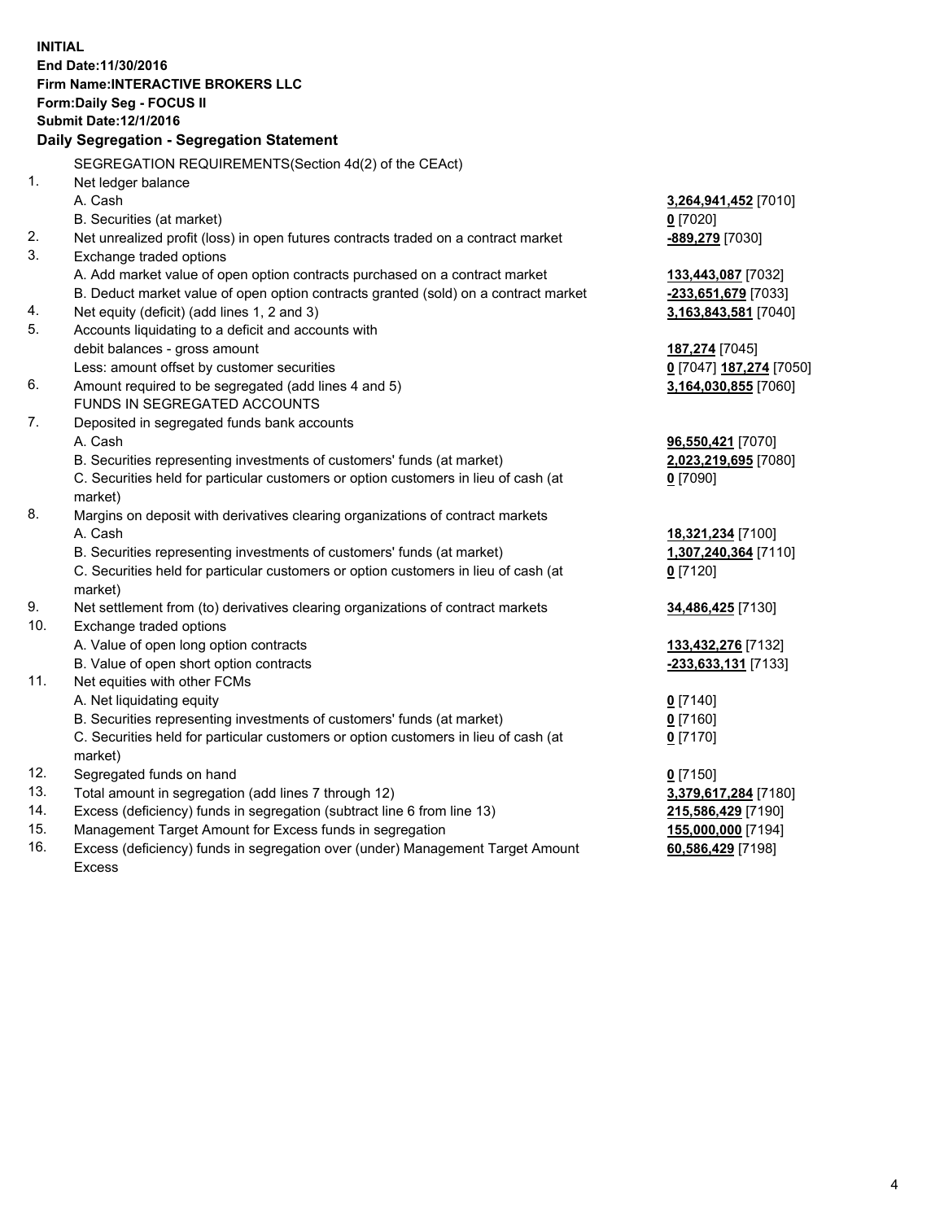**INITIAL**
**End Date:11/30/2016**
**Firm Name:INTERACTIVE BROKERS LLC**
**Form:Daily Seg - FOCUS II**
**Submit Date:12/1/2016**

### Daily Segregation - Segregation Statement

SEGREGATION REQUIREMENTS(Section 4d(2) of the CEAct)

| | | |
|---|---|---|
| 1. | Net ledger balance | |
| | A. Cash | **3,264,941,452** [7010] |
| | B. Securities (at market) | **0** [7020] |
| 2. | Net unrealized profit (loss) in open futures contracts traded on a contract market | **-889,279** [7030] |
| 3. | Exchange traded options | |
| | A. Add market value of open option contracts purchased on a contract market | **133,443,087** [7032] |
| | B. Deduct market value of open option contracts granted (sold) on a contract market | **-233,651,679** [7033] |
| 4. | Net equity (deficit) (add lines 1, 2 and 3) | **3,163,843,581** [7040] |
| 5. | Accounts liquidating to a deficit and accounts with debit balances - gross amount | **187,274** [7045] |
| | Less: amount offset by customer securities | **0** [7047] **187,274** [7050] |
| 6. | Amount required to be segregated (add lines 4 and 5) | **3,164,030,855** [7060] |
| | FUNDS IN SEGREGATED ACCOUNTS | |
| 7. | Deposited in segregated funds bank accounts | |
| | A. Cash | **96,550,421** [7070] |
| | B. Securities representing investments of customers' funds (at market) | **2,023,219,695** [7080] |
| | C. Securities held for particular customers or option customers in lieu of cash (at market) | **0** [7090] |
| 8. | Margins on deposit with derivatives clearing organizations of contract markets | |
| | A. Cash | **18,321,234** [7100] |
| | B. Securities representing investments of customers' funds (at market) | **1,307,240,364** [7110] |
| | C. Securities held for particular customers or option customers in lieu of cash (at market) | **0** [7120] |
| 9. | Net settlement from (to) derivatives clearing organizations of contract markets | **34,486,425** [7130] |
| 10. | Exchange traded options | |
| | A. Value of open long option contracts | **133,432,276** [7132] |
| | B. Value of open short option contracts | **-233,633,131** [7133] |
| 11. | Net equities with other FCMs | |
| | A. Net liquidating equity | **0** [7140] |
| | B. Securities representing investments of customers' funds (at market) | **0** [7160] |
| | C. Securities held for particular customers or option customers in lieu of cash (at market) | **0** [7170] |
| 12. | Segregated funds on hand | **0** [7150] |
| 13. | Total amount in segregation (add lines 7 through 12) | **3,379,617,284** [7180] |
| 14. | Excess (deficiency) funds in segregation (subtract line 6 from line 13) | **215,586,429** [7190] |
| 15. | Management Target Amount for Excess funds in segregation | **155,000,000** [7194] |
| 16. | Excess (deficiency) funds in segregation over (under) Management Target Amount Excess | **60,586,429** [7198] |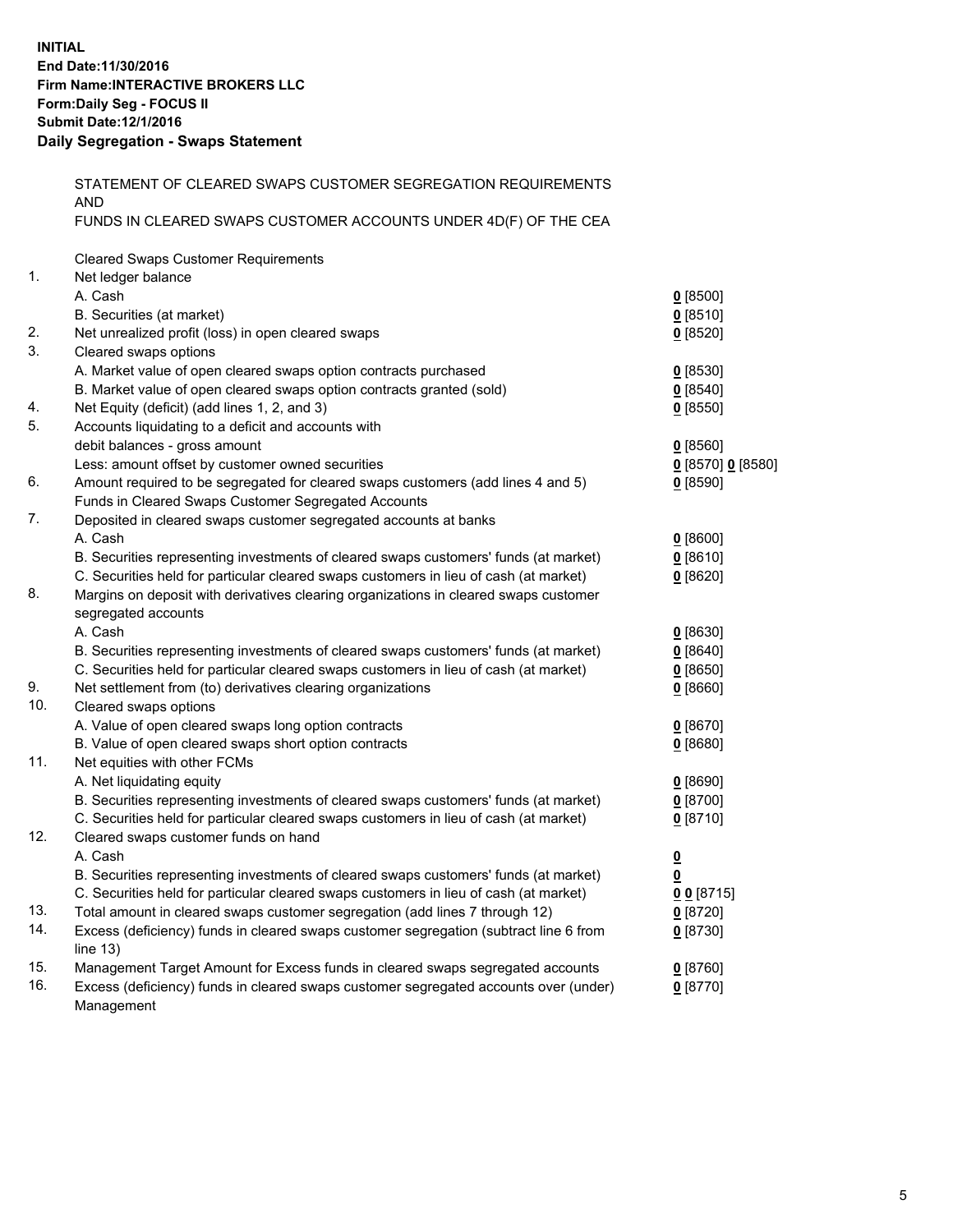**INITIAL**
**End Date:11/30/2016**
**Firm Name:INTERACTIVE BROKERS LLC**
**Form:Daily Seg - FOCUS II**
**Submit Date:12/1/2016**
**Daily Segregation - Swaps Statement**

STATEMENT OF CLEARED SWAPS CUSTOMER SEGREGATION REQUIREMENTS AND FUNDS IN CLEARED SWAPS CUSTOMER ACCOUNTS UNDER 4D(F) OF THE CEA

| | | |
|---|---|---|
| | Cleared Swaps Customer Requirements | |
| 1. | Net ledger balance | |
| | A. Cash | 0 [8500] |
| | B. Securities (at market) | 0 [8510] |
| 2. | Net unrealized profit (loss) in open cleared swaps | 0 [8520] |
| 3. | Cleared swaps options | |
| | A. Market value of open cleared swaps option contracts purchased | 0 [8530] |
| | B. Market value of open cleared swaps option contracts granted (sold) | 0 [8540] |
| 4. | Net Equity (deficit) (add lines 1, 2, and 3) | 0 [8550] |
| 5. | Accounts liquidating to a deficit and accounts with debit balances - gross amount | 0 [8560] |
| | Less: amount offset by customer owned securities | 0 [8570] 0 [8580] |
| 6. | Amount required to be segregated for cleared swaps customers (add lines 4 and 5) | 0 [8590] |
| | Funds in Cleared Swaps Customer Segregated Accounts | |
| 7. | Deposited in cleared swaps customer segregated accounts at banks | |
| | A. Cash | 0 [8600] |
| | B. Securities representing investments of cleared swaps customers' funds (at market) | 0 [8610] |
| | C. Securities held for particular cleared swaps customers in lieu of cash (at market) | 0 [8620] |
| 8. | Margins on deposit with derivatives clearing organizations in cleared swaps customer segregated accounts | |
| | A. Cash | 0 [8630] |
| | B. Securities representing investments of cleared swaps customers' funds (at market) | 0 [8640] |
| | C. Securities held for particular cleared swaps customers in lieu of cash (at market) | 0 [8650] |
| 9. | Net settlement from (to) derivatives clearing organizations | 0 [8660] |
| 10. | Cleared swaps options | |
| | A. Value of open cleared swaps long option contracts | 0 [8670] |
| | B. Value of open cleared swaps short option contracts | 0 [8680] |
| 11. | Net equities with other FCMs | |
| | A. Net liquidating equity | 0 [8690] |
| | B. Securities representing investments of cleared swaps customers' funds (at market) | 0 [8700] |
| | C. Securities held for particular cleared swaps customers in lieu of cash (at market) | 0 [8710] |
| 12. | Cleared swaps customer funds on hand | |
| | A. Cash | 0 |
| | B. Securities representing investments of cleared swaps customers' funds (at market) | 0 |
| | C. Securities held for particular cleared swaps customers in lieu of cash (at market) | 0 0 [8715] |
| 13. | Total amount in cleared swaps customer segregation (add lines 7 through 12) | 0 [8720] |
| 14. | Excess (deficiency) funds in cleared swaps customer segregation (subtract line 6 from line 13) | 0 [8730] |
| 15. | Management Target Amount for Excess funds in cleared swaps segregated accounts | 0 [8760] |
| 16. | Excess (deficiency) funds in cleared swaps customer segregated accounts over (under) Management | 0 [8770] |